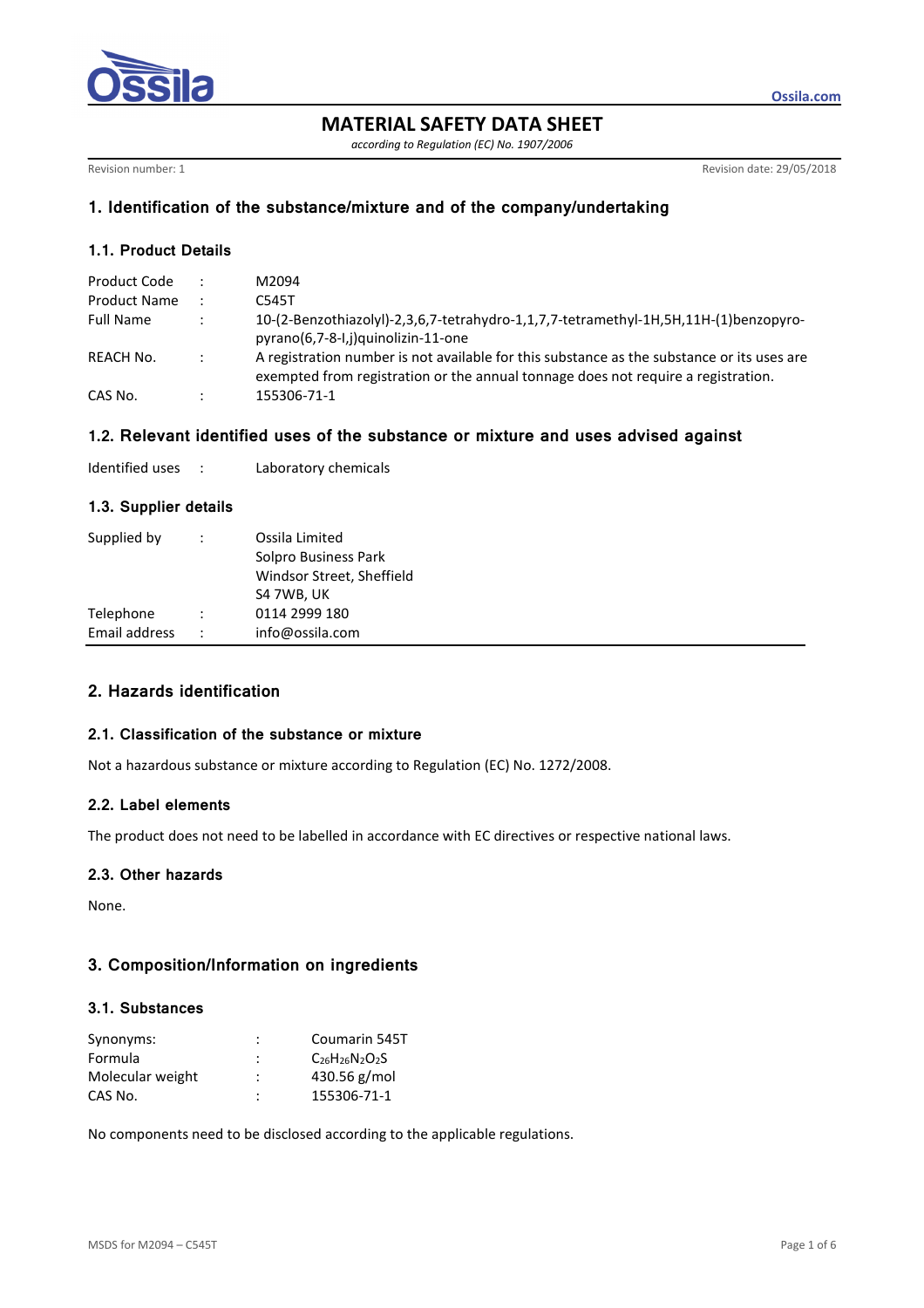# MATERIAL SAFETY DATA SHEET

*according to Regulation (EC) No. 1907/2006*

Revision number: 1 Revision date: 29/05/2018

## 1. Identification of the substance/mixture and of the company/undertaking

### 1.1. Product Details

| | | |
|---|---|---|
| Product Code | : | M2094 |
| Product Name | : | C545T |
| Full Name | : | 10-(2-Benzothiazolyl)-2,3,6,7-tetrahydro-1,1,7,7-tetramethyl-1H,5H,11H-(1)benzopyro-pyrano(6,7-8-I,j)quinolizin-11-one |
| REACH No. | : | A registration number is not available for this substance as the substance or its uses are exempted from registration or the annual tonnage does not require a registration. |
| CAS No. | : | 155306-71-1 |

### 1.2. Relevant identified uses of the substance or mixture and uses advised against

| | | |
|---|---|---|
| Identified uses | : | Laboratory chemicals |

### 1.3. Supplier details

| | | |
|---|---|---|
| Supplied by | : | Ossila Limited<br>Solpro Business Park<br>Windsor Street, Sheffield<br>S4 7WB, UK |
| Telephone | : | 0114 2999 180 |
| Email address | : | info@ossila.com |

## 2. Hazards identification

### 2.1. Classification of the substance or mixture

Not a hazardous substance or mixture according to Regulation (EC) No. 1272/2008.

### 2.2. Label elements

The product does not need to be labelled in accordance with EC directives or respective national laws.

### 2.3. Other hazards

None.

## 3. Composition/Information on ingredients

### 3.1. Substances

| | | |
|---|---|---|
| Synonyms: | : | Coumarin 545T |
| Formula | : | $C_{26}H_{26}N_2O_2S$ |
| Molecular weight | : | 430.56 g/mol |
| CAS No. | : | 155306-71-1 |

No components need to be disclosed according to the applicable regulations.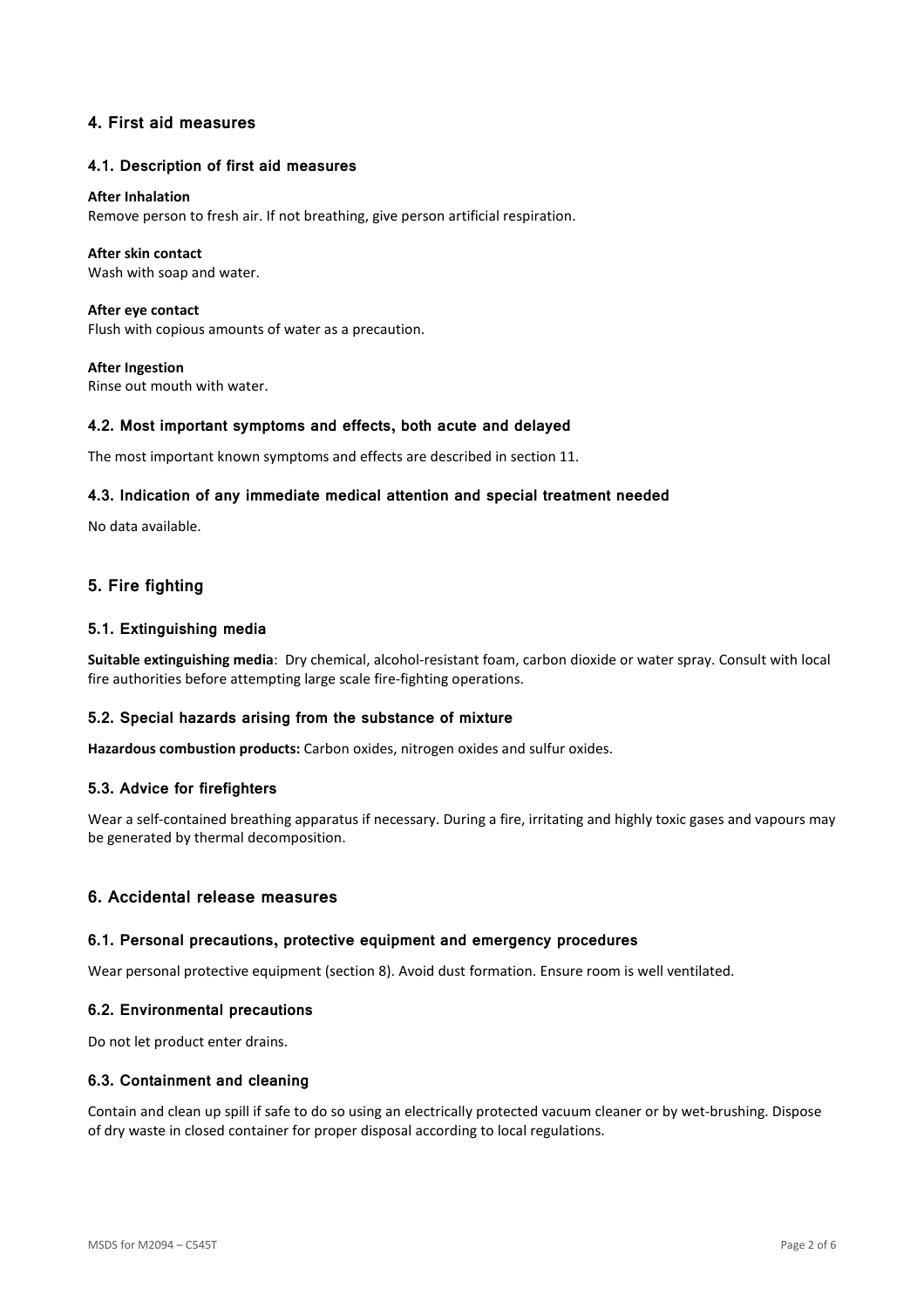## 4. First aid measures

### 4.1. Description of first aid measures

**After Inhalation**
Remove person to fresh air. If not breathing, give person artificial respiration.

**After skin contact**
Wash with soap and water.

**After eye contact**
Flush with copious amounts of water as a precaution.

**After Ingestion**
Rinse out mouth with water.

### 4.2. Most important symptoms and effects, both acute and delayed

The most important known symptoms and effects are described in section 11.

### 4.3. Indication of any immediate medical attention and special treatment needed

No data available.

## 5. Fire fighting

### 5.1. Extinguishing media

**Suitable extinguishing media**: Dry chemical, alcohol-resistant foam, carbon dioxide or water spray. Consult with local fire authorities before attempting large scale fire-fighting operations.

### 5.2. Special hazards arising from the substance of mixture

**Hazardous combustion products:** Carbon oxides, nitrogen oxides and sulfur oxides.

### 5.3. Advice for firefighters

Wear a self-contained breathing apparatus if necessary. During a fire, irritating and highly toxic gases and vapours may be generated by thermal decomposition.

## 6. Accidental release measures

### 6.1. Personal precautions, protective equipment and emergency procedures

Wear personal protective equipment (section 8). Avoid dust formation. Ensure room is well ventilated.

### 6.2. Environmental precautions

Do not let product enter drains.

### 6.3. Containment and cleaning

Contain and clean up spill if safe to do so using an electrically protected vacuum cleaner or by wet-brushing. Dispose of dry waste in closed container for proper disposal according to local regulations.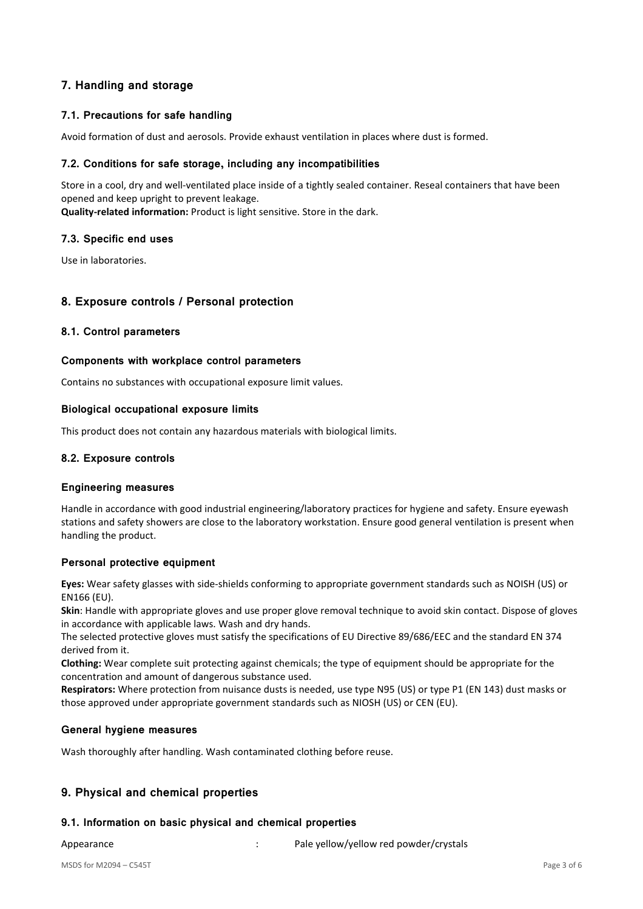## 7. Handling and storage

### 7.1. Precautions for safe handling

Avoid formation of dust and aerosols. Provide exhaust ventilation in places where dust is formed.

### 7.2. Conditions for safe storage, including any incompatibilities

Store in a cool, dry and well-ventilated place inside of a tightly sealed container. Reseal containers that have been opened and keep upright to prevent leakage.
**Quality-related information:** Product is light sensitive. Store in the dark.

### 7.3. Specific end uses

Use in laboratories.

## 8. Exposure controls / Personal protection

### 8.1. Control parameters

#### Components with workplace control parameters

Contains no substances with occupational exposure limit values.

#### Biological occupational exposure limits

This product does not contain any hazardous materials with biological limits.

### 8.2. Exposure controls

#### Engineering measures

Handle in accordance with good industrial engineering/laboratory practices for hygiene and safety. Ensure eyewash stations and safety showers are close to the laboratory workstation. Ensure good general ventilation is present when handling the product.

#### Personal protective equipment

**Eyes:** Wear safety glasses with side-shields conforming to appropriate government standards such as NOISH (US) or EN166 (EU).
**Skin**: Handle with appropriate gloves and use proper glove removal technique to avoid skin contact. Dispose of gloves in accordance with applicable laws. Wash and dry hands.
The selected protective gloves must satisfy the specifications of EU Directive 89/686/EEC and the standard EN 374 derived from it.
**Clothing:** Wear complete suit protecting against chemicals; the type of equipment should be appropriate for the concentration and amount of dangerous substance used.
**Respirators:** Where protection from nuisance dusts is needed, use type N95 (US) or type P1 (EN 143) dust masks or those approved under appropriate government standards such as NIOSH (US) or CEN (EU).

#### General hygiene measures

Wash thoroughly after handling. Wash contaminated clothing before reuse.

## 9. Physical and chemical properties

### 9.1. Information on basic physical and chemical properties

| | | |
|---|---|---|
| Appearance | : | Pale yellow/yellow red powder/crystals |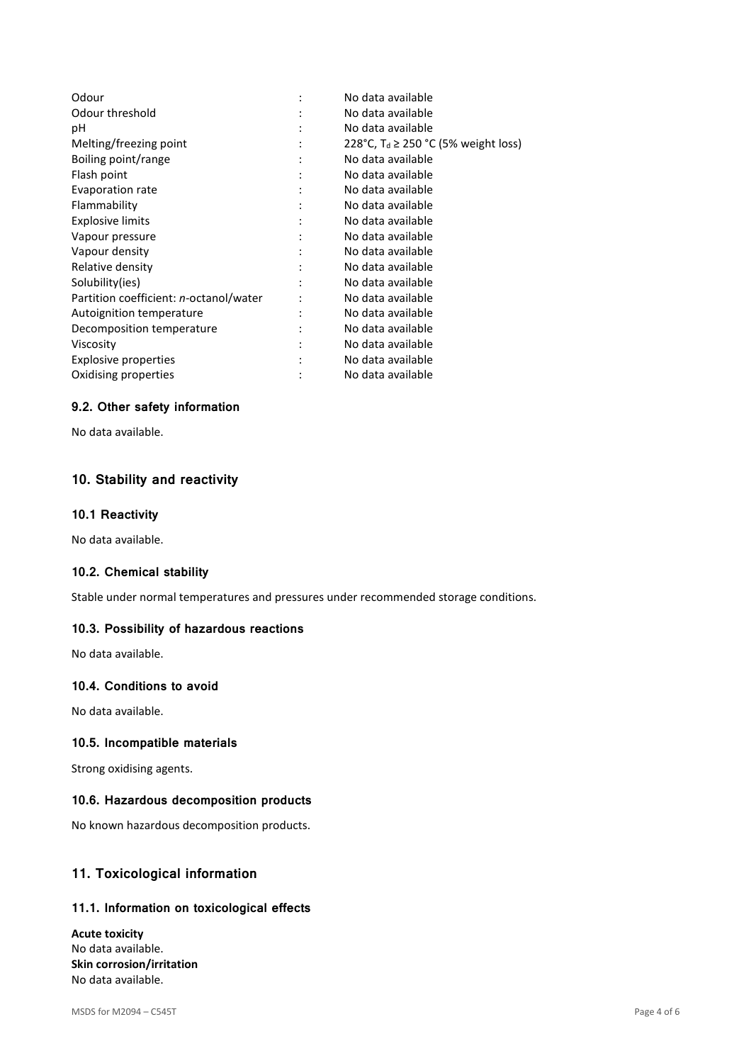| | | |
|---|---|---|
| Odour | : | No data available |
| Odour threshold | : | No data available |
| pH | : | No data available |
| Melting/freezing point | : | 228°C, $T_d \geq 250$ °C (5% weight loss) |
| Boiling point/range | : | No data available |
| Flash point | : | No data available |
| Evaporation rate | : | No data available |
| Flammability | : | No data available |
| Explosive limits | : | No data available |
| Vapour pressure | : | No data available |
| Vapour density | : | No data available |
| Relative density | : | No data available |
| Solubility(ies) | : | No data available |
| Partition coefficient: *n*-octanol/water | : | No data available |
| Autoignition temperature | : | No data available |
| Decomposition temperature | : | No data available |
| Viscosity | : | No data available |
| Explosive properties | : | No data available |
| Oxidising properties | : | No data available |

### 9.2. Other safety information

No data available.

## 10. Stability and reactivity

### 10.1 Reactivity

No data available.

### 10.2. Chemical stability

Stable under normal temperatures and pressures under recommended storage conditions.

### 10.3. Possibility of hazardous reactions

No data available.

### 10.4. Conditions to avoid

No data available.

### 10.5. Incompatible materials

Strong oxidising agents.

### 10.6. Hazardous decomposition products

No known hazardous decomposition products.

## 11. Toxicological information

### 11.1. Information on toxicological effects

**Acute toxicity**
No data available.
**Skin corrosion/irritation**
No data available.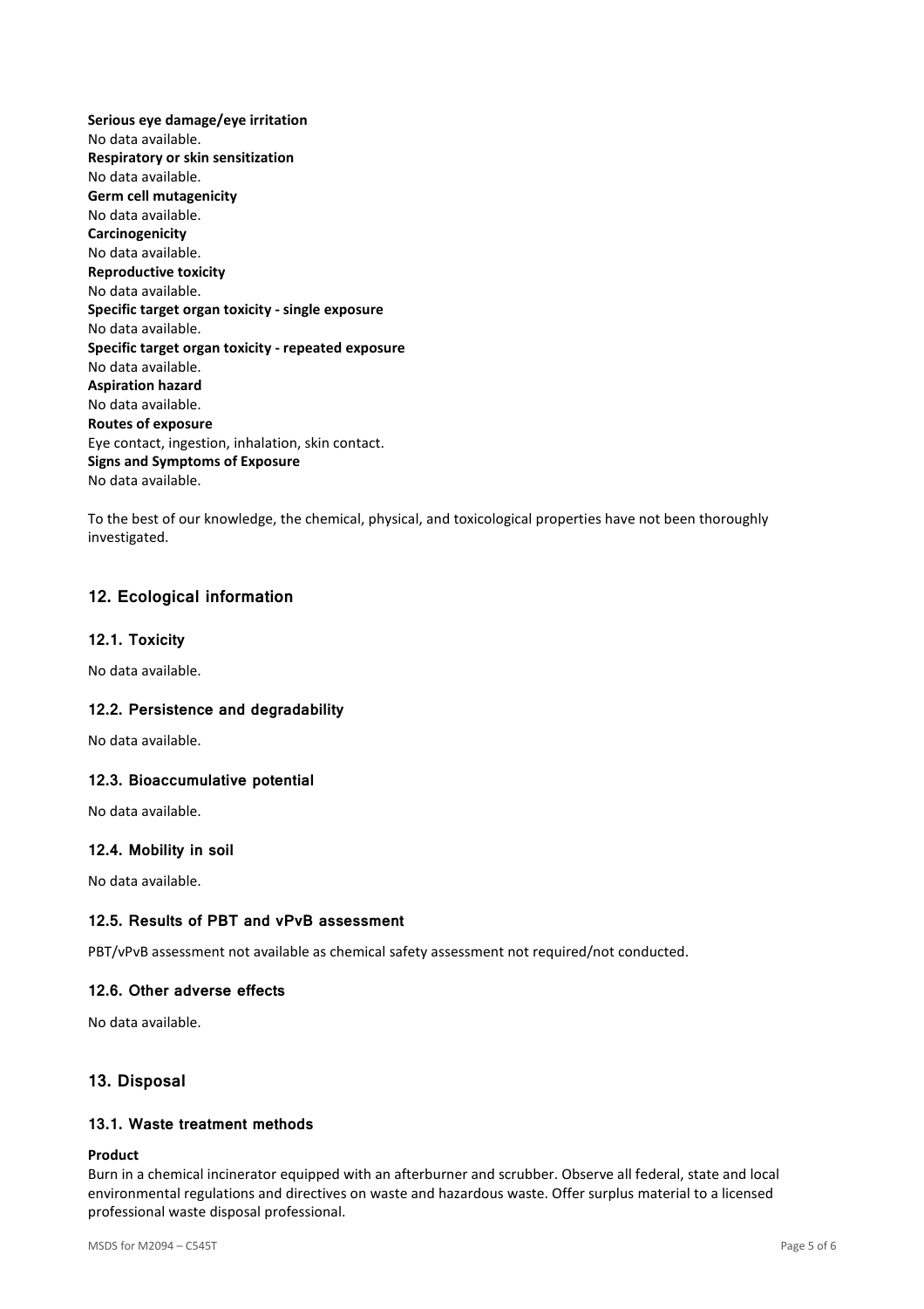**Serious eye damage/eye irritation**
No data available.
**Respiratory or skin sensitization**
No data available.
**Germ cell mutagenicity**
No data available.
**Carcinogenicity**
No data available.
**Reproductive toxicity**
No data available.
**Specific target organ toxicity - single exposure**
No data available.
**Specific target organ toxicity - repeated exposure**
No data available.
**Aspiration hazard**
No data available.
**Routes of exposure**
Eye contact, ingestion, inhalation, skin contact.
**Signs and Symptoms of Exposure**
No data available.

To the best of our knowledge, the chemical, physical, and toxicological properties have not been thoroughly investigated.

## 12. Ecological information

### 12.1. Toxicity

No data available.

### 12.2. Persistence and degradability

No data available.

### 12.3. Bioaccumulative potential

No data available.

### 12.4. Mobility in soil

No data available.

### 12.5. Results of PBT and vPvB assessment

PBT/vPvB assessment not available as chemical safety assessment not required/not conducted.

### 12.6. Other adverse effects

No data available.

## 13. Disposal

### 13.1. Waste treatment methods

**Product**
Burn in a chemical incinerator equipped with an afterburner and scrubber. Observe all federal, state and local environmental regulations and directives on waste and hazardous waste. Offer surplus material to a licensed professional waste disposal professional.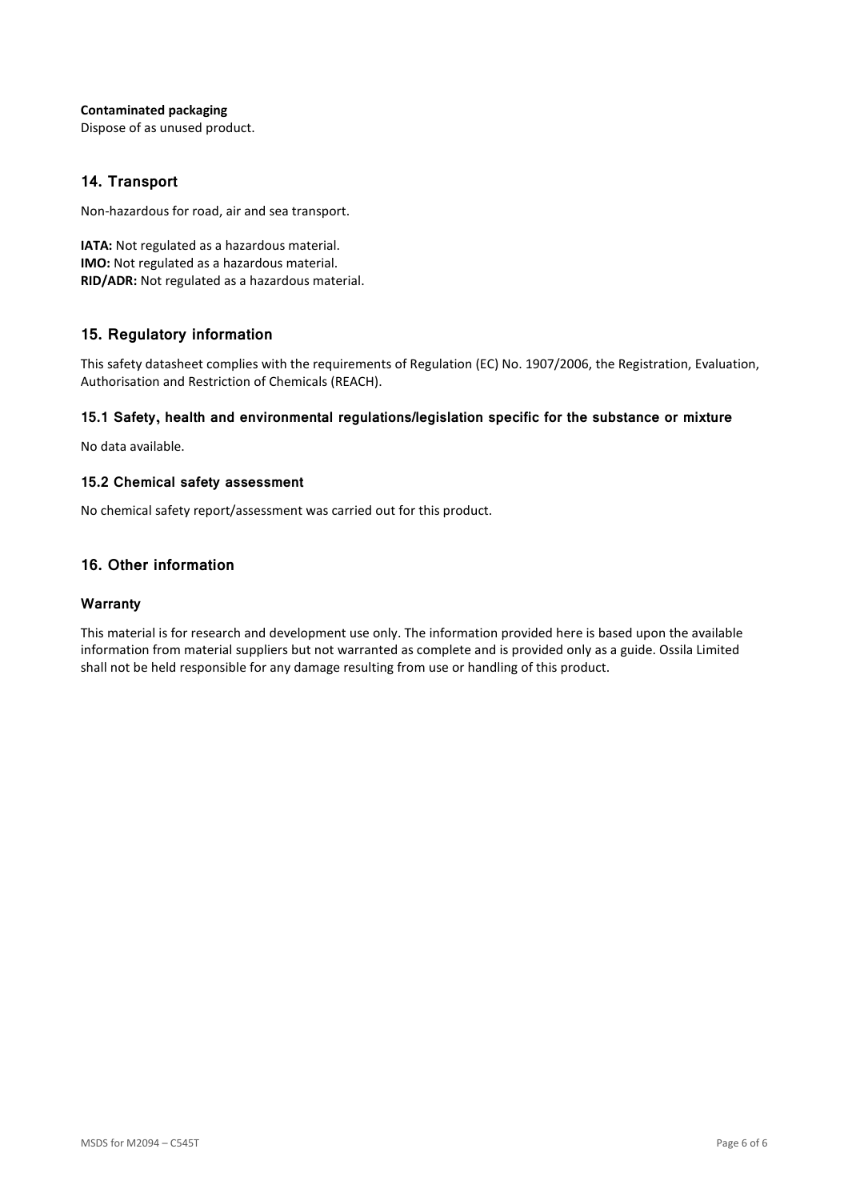**Contaminated packaging**
Dispose of as unused product.

## 14. Transport

Non-hazardous for road, air and sea transport.

**IATA:** Not regulated as a hazardous material.
**IMO:** Not regulated as a hazardous material.
**RID/ADR:** Not regulated as a hazardous material.

## 15. Regulatory information

This safety datasheet complies with the requirements of Regulation (EC) No. 1907/2006, the Registration, Evaluation, Authorisation and Restriction of Chemicals (REACH).

### 15.1 Safety, health and environmental regulations/legislation specific for the substance or mixture

No data available.

### 15.2 Chemical safety assessment

No chemical safety report/assessment was carried out for this product.

## 16. Other information

### Warranty

This material is for research and development use only. The information provided here is based upon the available information from material suppliers but not warranted as complete and is provided only as a guide. Ossila Limited shall not be held responsible for any damage resulting from use or handling of this product.